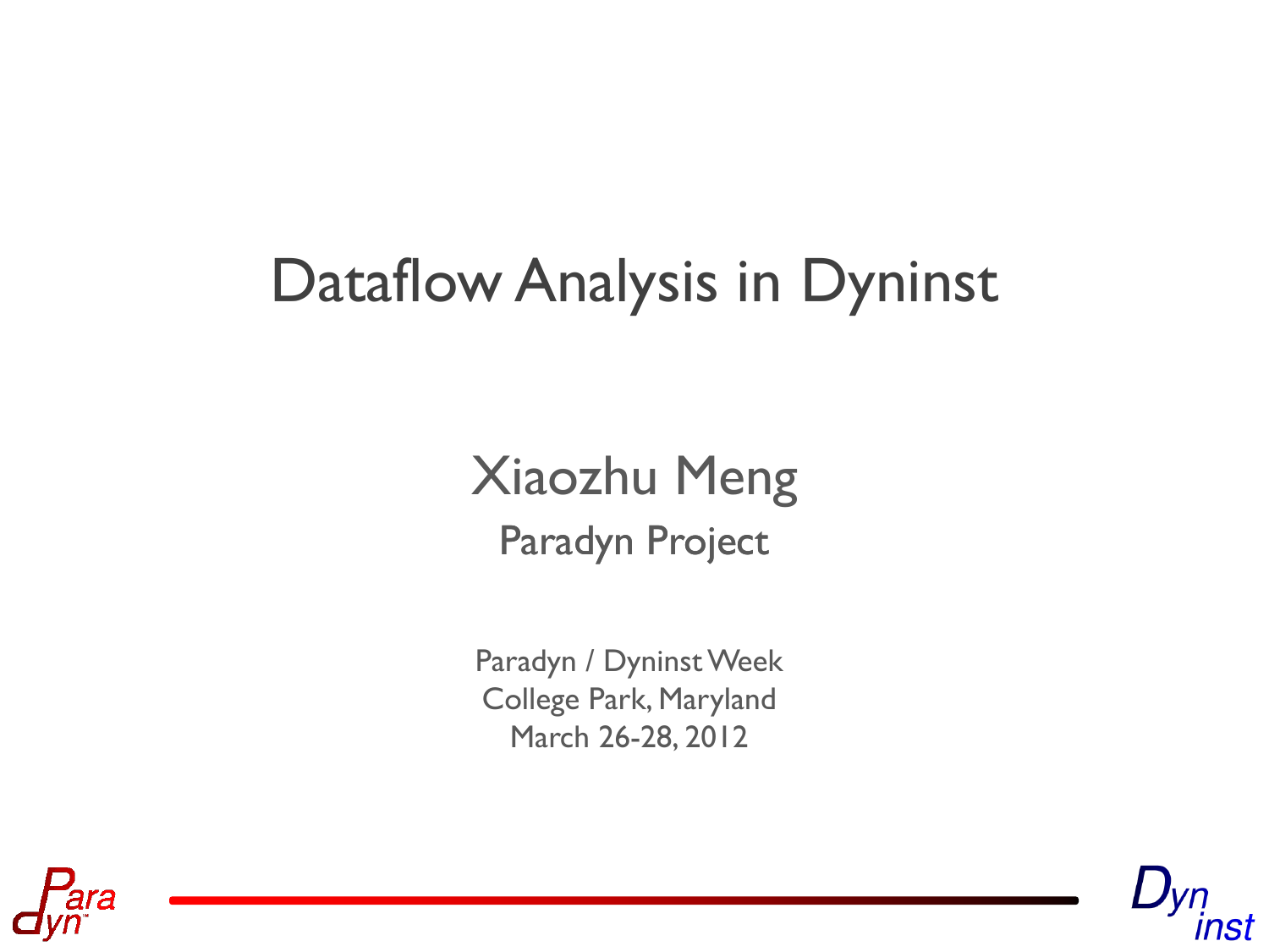# Dataflow Analysis in Dyninst

Xiaozhu Meng

Paradyn Project

Paradyn / Dyninst Week

College Park, Maryland

March 26-28, 2012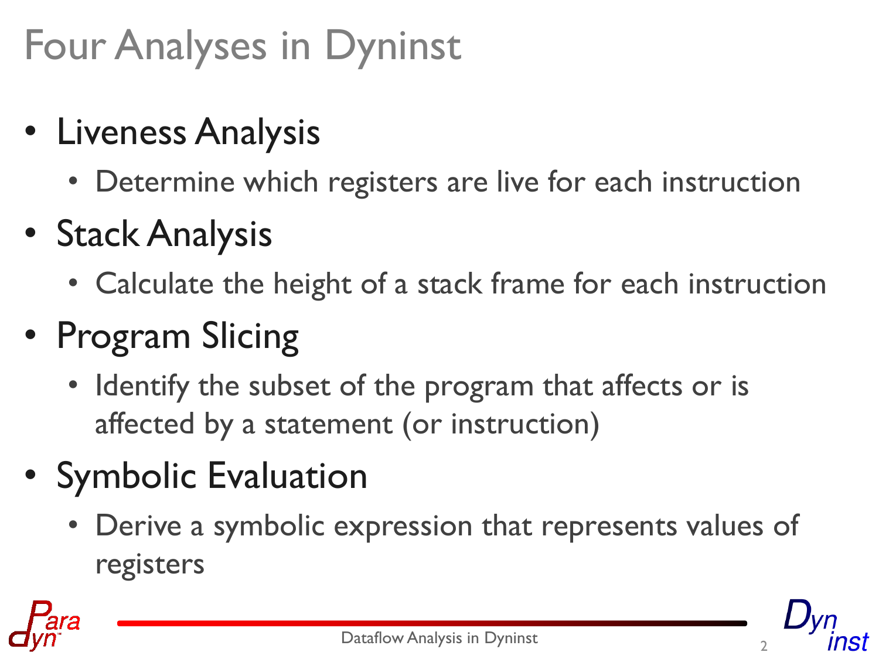# Four Analyses in Dyninst

- Liveness Analysis
  - Determine which registers are live for each instruction
- Stack Analysis
  - Calculate the height of a stack frame for each instruction
- Program Slicing
  - Identify the subset of the program that affects or is affected by a statement (or instruction)
- Symbolic Evaluation
  - Derive a symbolic expression that represents values of registers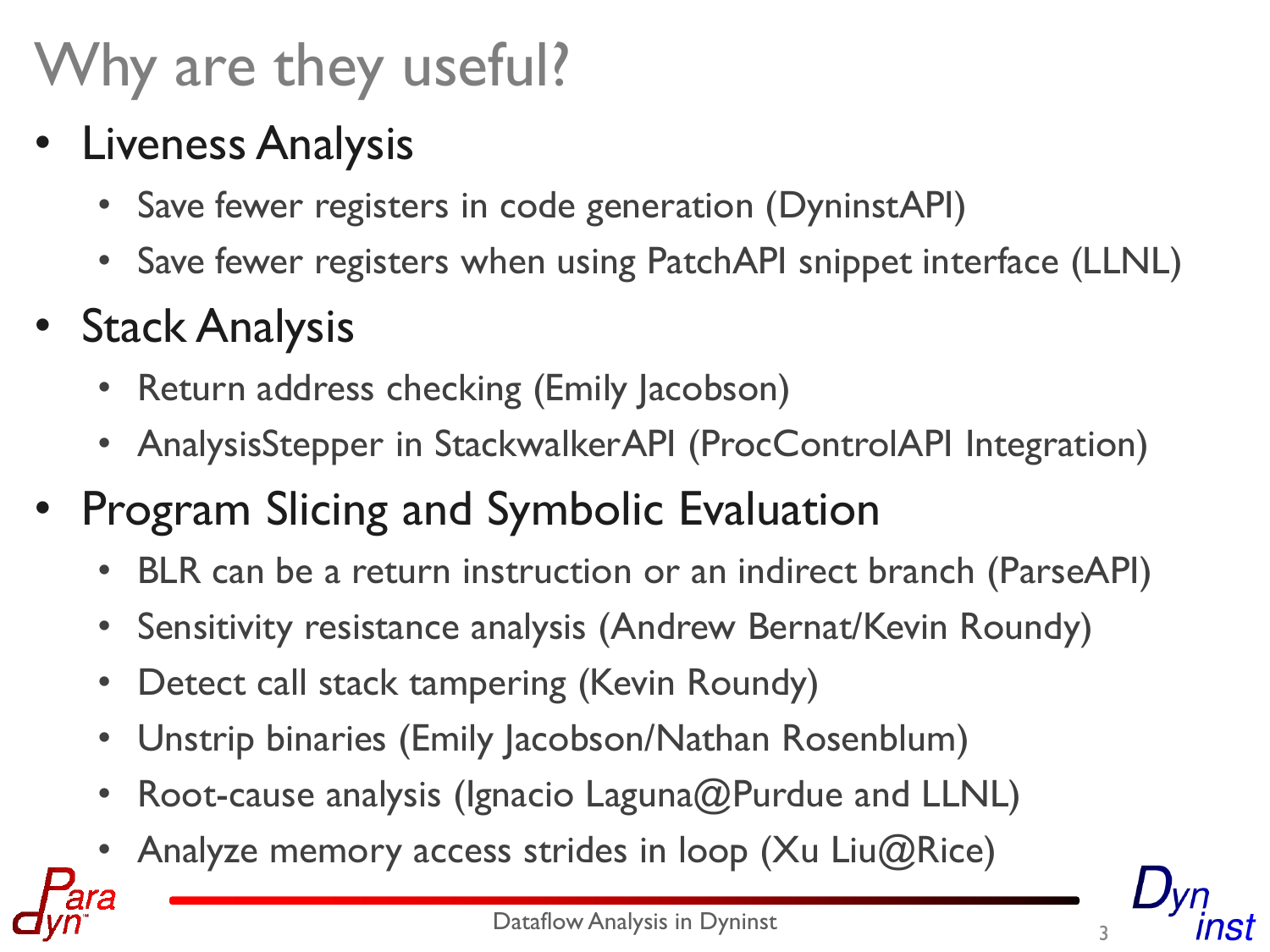# Why are they useful?

- Liveness Analysis
  - Save fewer registers in code generation (DyninstAPI)
  - Save fewer registers when using PatchAPI snippet interface (LLNL)
- Stack Analysis
  - Return address checking (Emily Jacobson)
  - AnalysisStepper in StackwalkerAPI (ProcControlAPI Integration)
- Program Slicing and Symbolic Evaluation
  - BLR can be a return instruction or an indirect branch (ParseAPI)
  - Sensitivity resistance analysis (Andrew Bernat/Kevin Roundy)
  - Detect call stack tampering (Kevin Roundy)
  - Unstrip binaries (Emily Jacobson/Nathan Rosenblum)
  - Root-cause analysis (Ignacio Laguna@Purdue and LLNL)
  - Analyze memory access strides in loop (Xu Liu@Rice)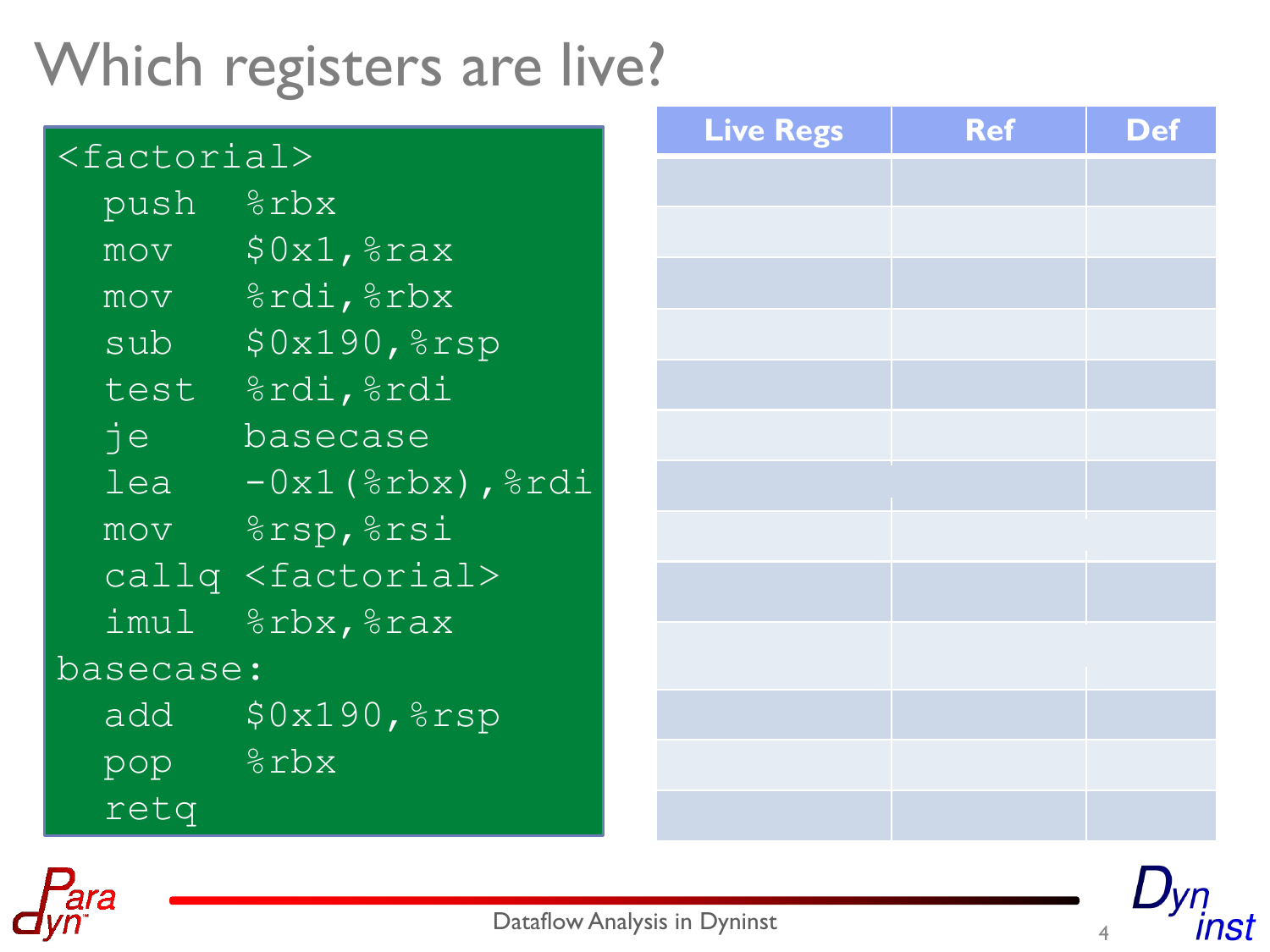# Which registers are live?

```
<factorial>
  push   %rbx
  mov    $0x1,%rax
  mov    %rdi,%rbx
  sub    $0x190,%rsp
  test   %rdi,%rdi
  je     basecase
  lea    -0x1(%rbx),%rdi
  mov    %rsp,%rsi
  callq  <factorial>
  imul   %rbx,%rax
basecase:
  add    $0x190,%rsp
  pop    %rbx
  retq
```

| Live Regs | Ref | Def |
|---|---|---|
| | | |
| | | |
| | | |
| | | |
| | | |
| | | |
| | | |
| | | |
| | | |
| | | |
| | | |
| | | |
| | | |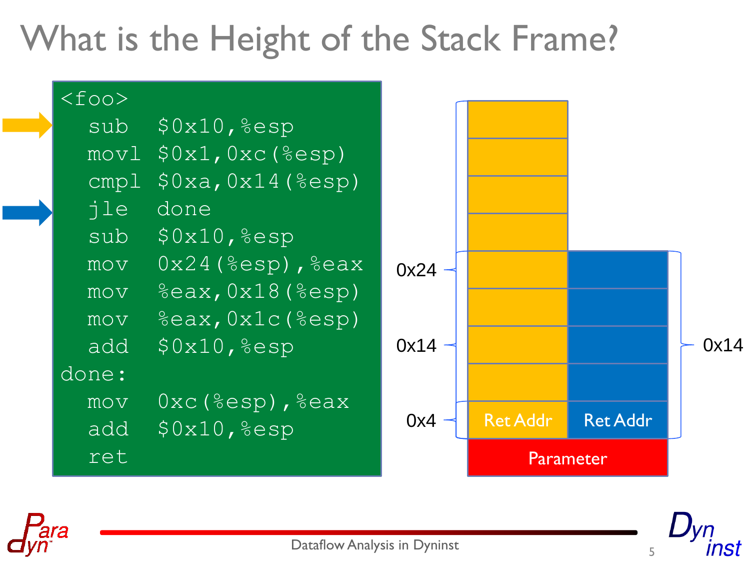# What is the Height of the Stack Frame?

```
<foo>
  sub   $0x10,%esp
  movl  $0x1,0xc(%esp)
  cmpl  $0xa,0x14(%esp)
  jle   done
  sub   $0x10,%esp
  mov   0x24(%esp),%eax
  mov   %eax,0x18(%esp)
  mov   %eax,0x1c(%esp)
  add   $0x10,%esp
done:
  mov   0xc(%esp),%eax
  add   $0x10,%esp
  ret
```

0x24

0x14

0x4

Ret Addr

Ret Addr

Parameter

0x14

Dataflow Analysis in Dyninst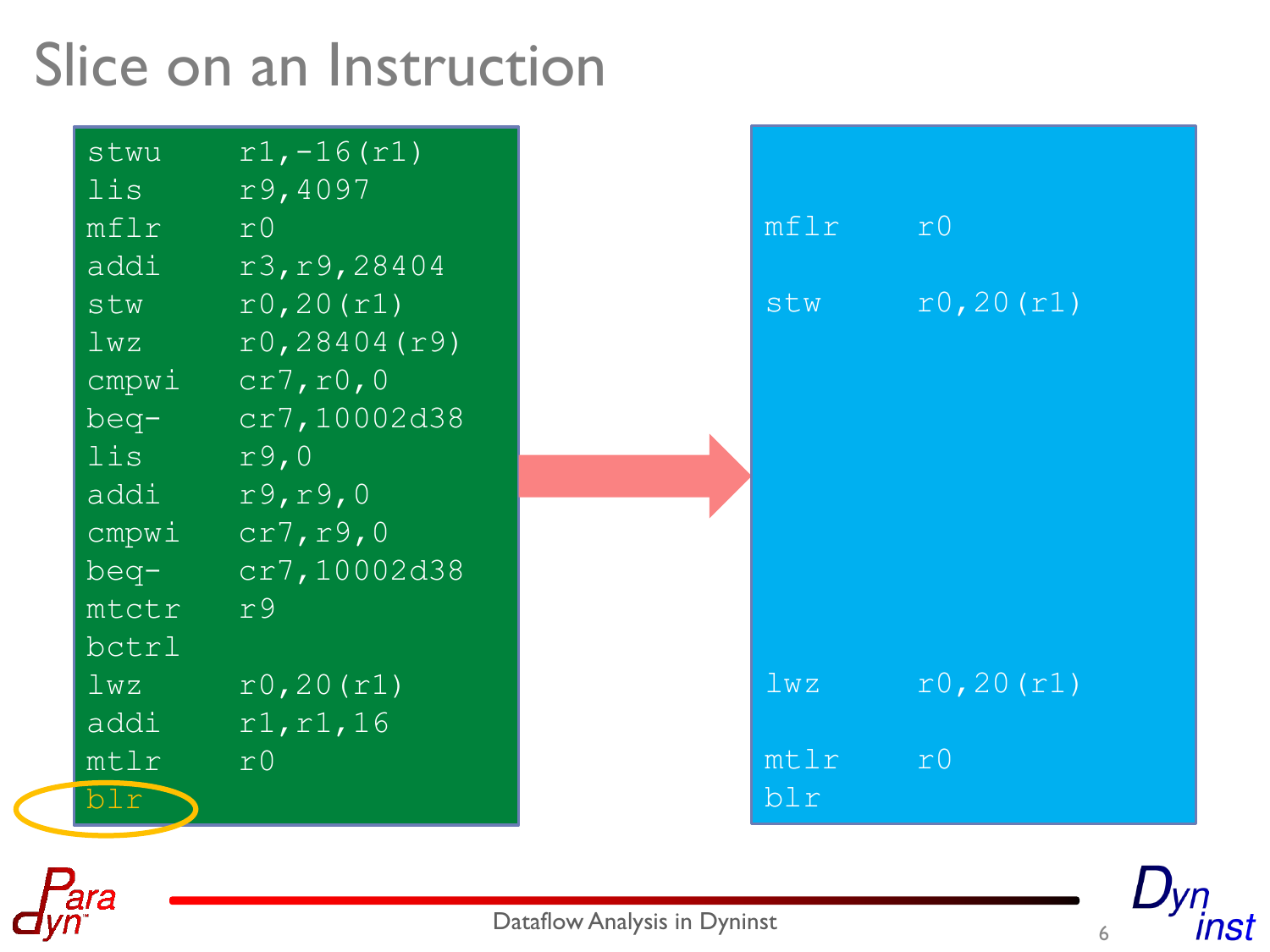# Slice on an Instruction

```
stwu    r1,-16(r1)
lis     r9,4097
mflr    r0
addi    r3,r9,28404
stw     r0,20(r1)
lwz     r0,28404(r9)
cmpwi   cr7,r0,0
beq-    cr7,10002d38
lis     r9,0
addi    r9,r9,0
cmpwi   cr7,r9,0
beq-    cr7,10002d38
mtctr   r9
bctrl
lwz     r0,20(r1)
addi    r1,r1,16
mtlr    r0
blr
```

```
mflr    r0
stw     r0,20(r1)
lwz     r0,20(r1)
mtlr    r0
blr
```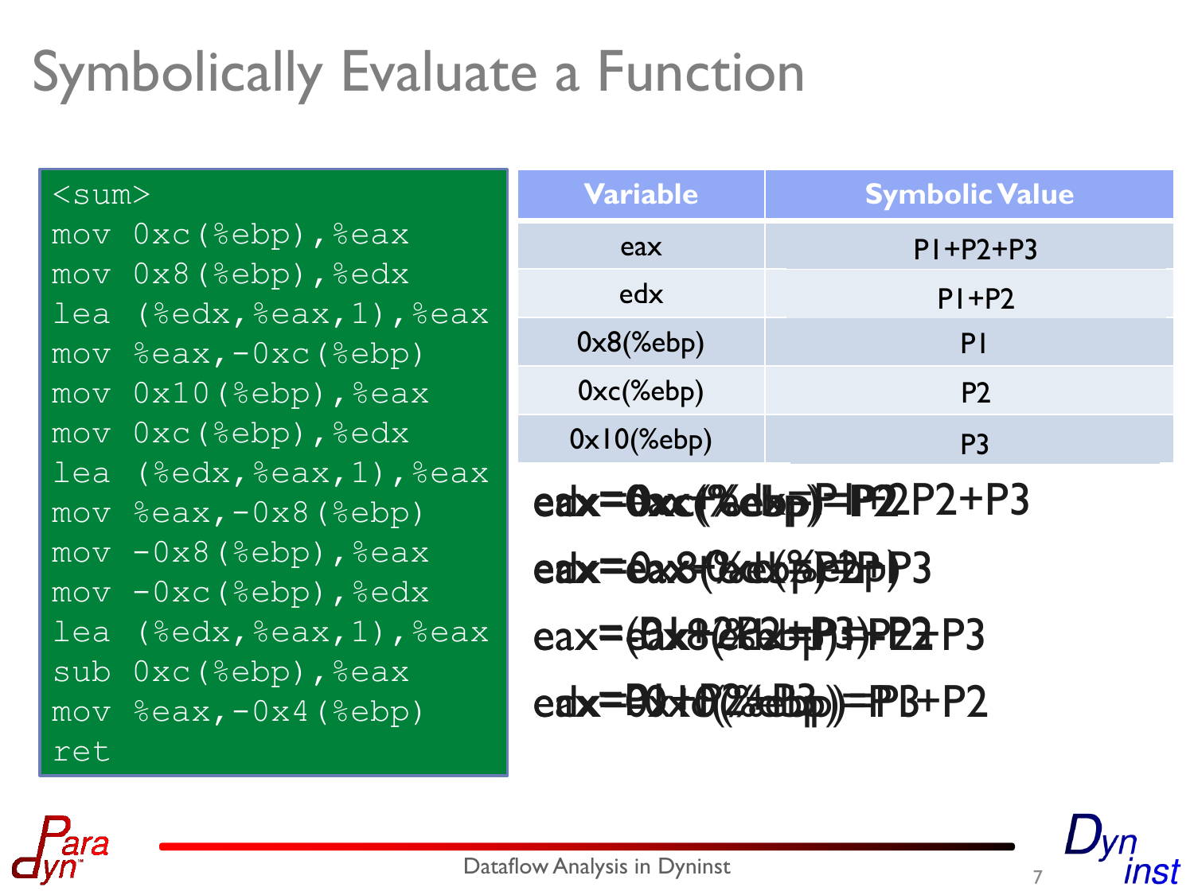# Symbolically Evaluate a Function

```
<sum>
mov 0xc(%ebp),%eax
mov 0x8(%ebp),%edx
lea (%edx,%eax,1),%eax
mov %eax,-0xc(%ebp)
mov 0x10(%ebp),%eax
mov 0xc(%ebp),%edx
lea (%edx,%eax,1),%eax
mov %eax,-0x8(%ebp)
mov -0x8(%ebp),%eax
mov -0xc(%ebp),%edx
lea (%edx,%eax,1),%eax
sub 0xc(%ebp),%eax
mov %eax,-0x4(%ebp)
ret
```

| Variable | Symbolic Value |
|---|---|
| eax | P1+P2+P3 |
| edx | P1+P2 |
| 0x8(%ebp) | P1 |
| 0xc(%ebp) | P2 |
| 0x10(%ebp) | P3 |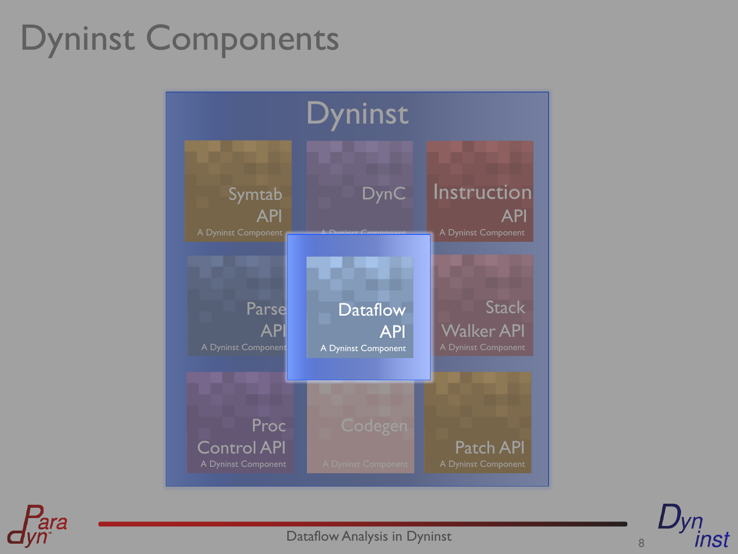# Dyninst Components

Dyninst

- Symtab API — A Dyninst Component
- DynC — A Dyninst Component
- Instruction API — A Dyninst Component
- Parse API — A Dyninst Component
- **Dataflow API — A Dyninst Component**
- Stack Walker API — A Dyninst Component
- Proc Control API — A Dyninst Component
- Codegen — A Dyninst Component
- Patch API — A Dyninst Component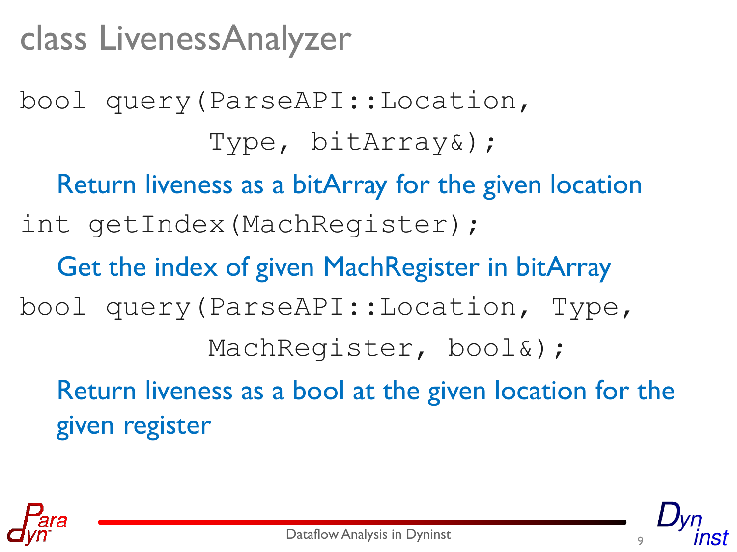# class LivenessAnalyzer

```
bool query(ParseAPI::Location,
           Type, bitArray&);
```

Return liveness as a bitArray for the given location

```
int getIndex(MachRegister);
```

Get the index of given MachRegister in bitArray

```
bool query(ParseAPI::Location, Type,
           MachRegister, bool&);
```

Return liveness as a bool at the given location for the given register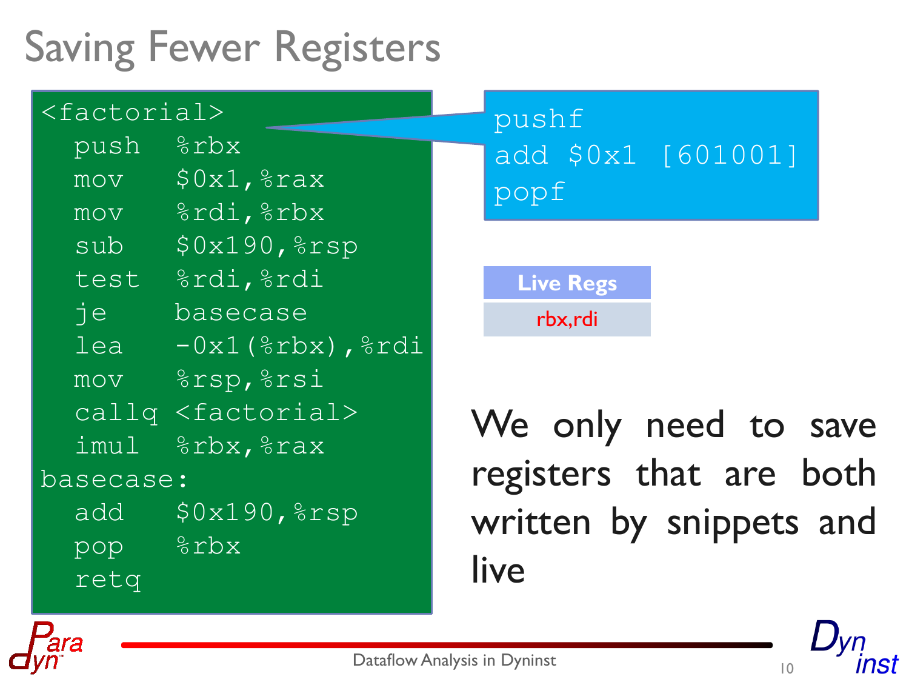# Saving Fewer Registers

```
<factorial>
  push   %rbx
  mov    $0x1,%rax
  mov    %rdi,%rbx
  sub    $0x190,%rsp
  test   %rdi,%rdi
  je     basecase
  lea    -0x1(%rbx),%rdi
  mov    %rsp,%rsi
  callq  <factorial>
  imul   %rbx,%rax
basecase:
  add    $0x190,%rsp
  pop    %rbx
  retq
```

```
pushf
add $0x1 [601001]
popf
```

| Live Regs |
| --- |
| rbx,rdi |

We only need to save registers that are both written by snippets and live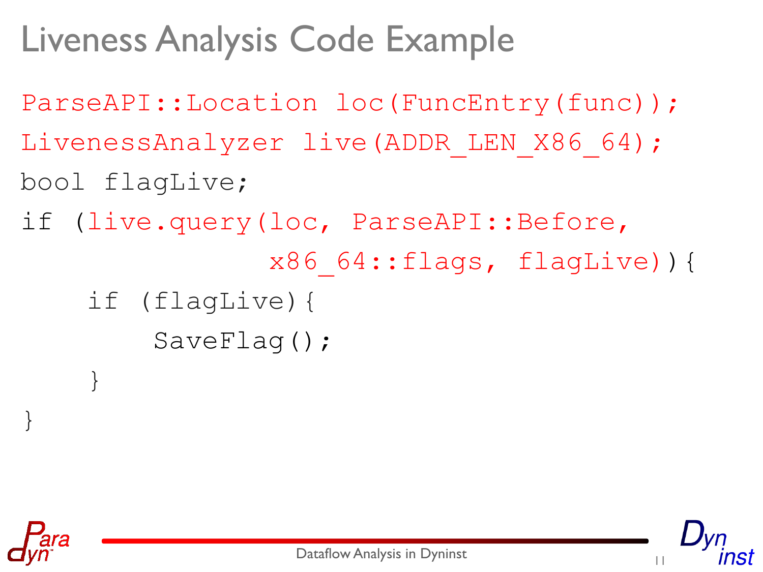# Liveness Analysis Code Example

```
ParseAPI::Location loc(FuncEntry(func));
LivenessAnalyzer live(ADDR_LEN_X86_64);
bool flagLive;
if (live.query(loc, ParseAPI::Before,
               x86_64::flags, flagLive)){
    if (flagLive){
        SaveFlag();
    }
}
```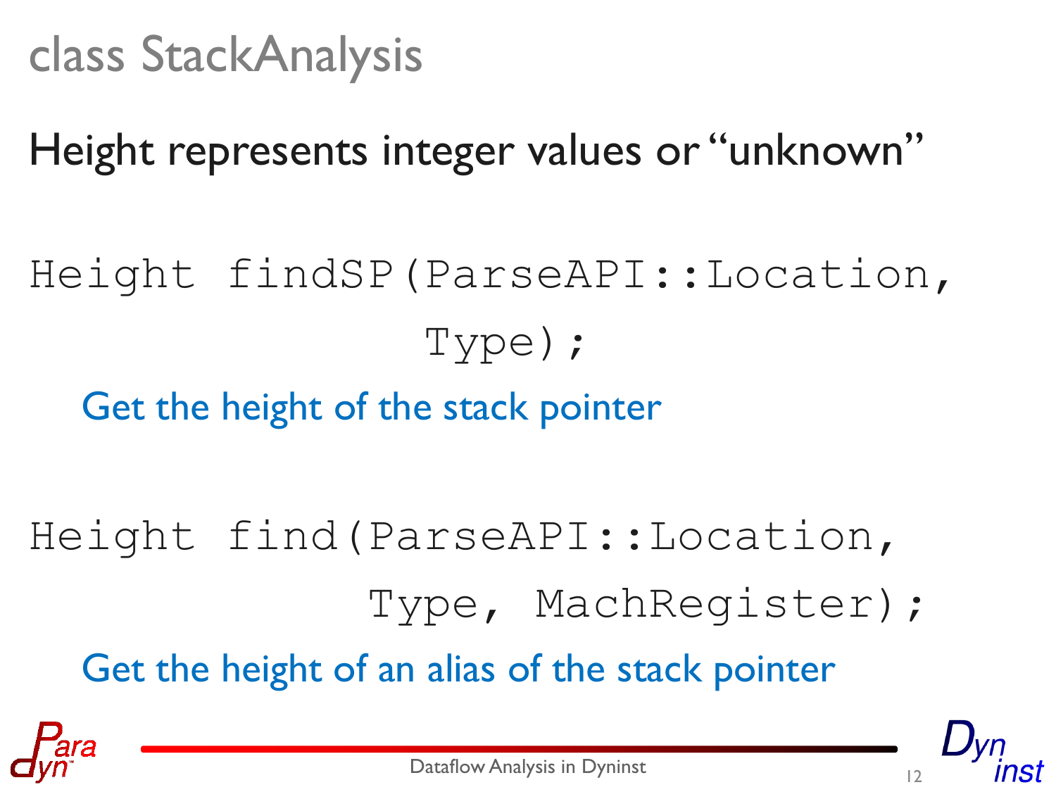# class StackAnalysis

Height represents integer values or "unknown"

```
Height findSP(ParseAPI::Location,
              Type);
```

Get the height of the stack pointer

```
Height find(ParseAPI::Location,
            Type, MachRegister);
```

Get the height of an alias of the stack pointer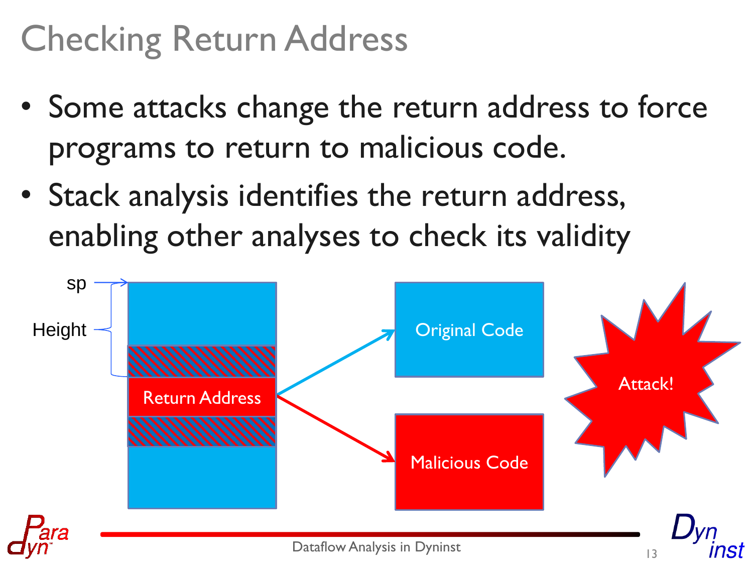# Checking Return Address

- Some attacks change the return address to force programs to return to malicious code.
- Stack analysis identifies the return address, enabling other analyses to check its validity

sp

Height

Return Address

Original Code

Malicious Code

Attack!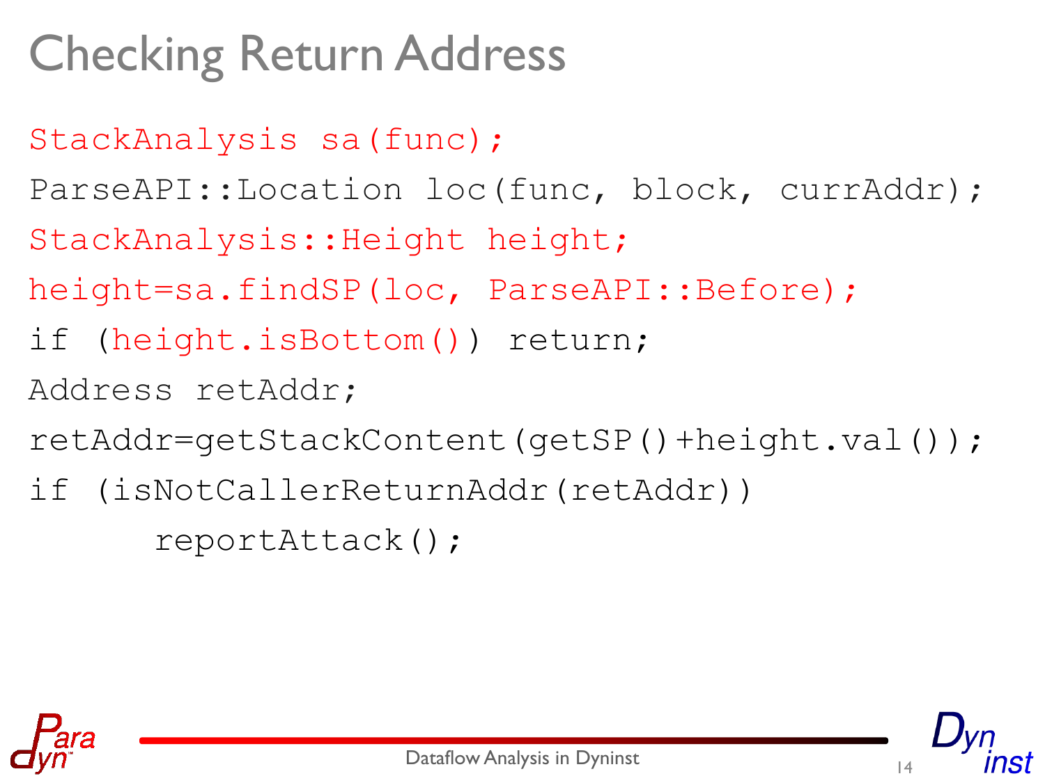# Checking Return Address

```
StackAnalysis sa(func);
ParseAPI::Location loc(func, block, currAddr);
StackAnalysis::Height height;
height=sa.findSP(loc, ParseAPI::Before);
if (height.isBottom()) return;
Address retAddr;
retAddr=getStackContent(getSP()+height.val());
if (isNotCallerReturnAddr(retAddr))
      reportAttack();
```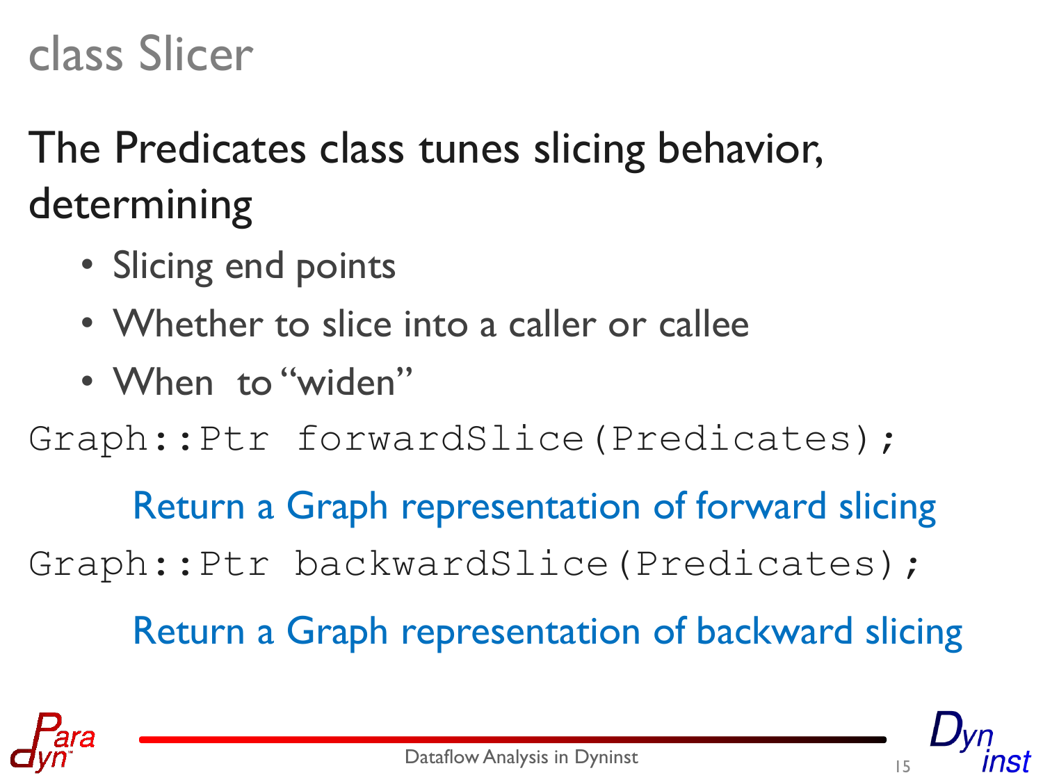# class Slicer

The Predicates class tunes slicing behavior, determining

- Slicing end points
- Whether to slice into a caller or callee
- When to "widen"

```
Graph::Ptr forwardSlice(Predicates);
```

Return a Graph representation of forward slicing

```
Graph::Ptr backwardSlice(Predicates);
```

Return a Graph representation of backward slicing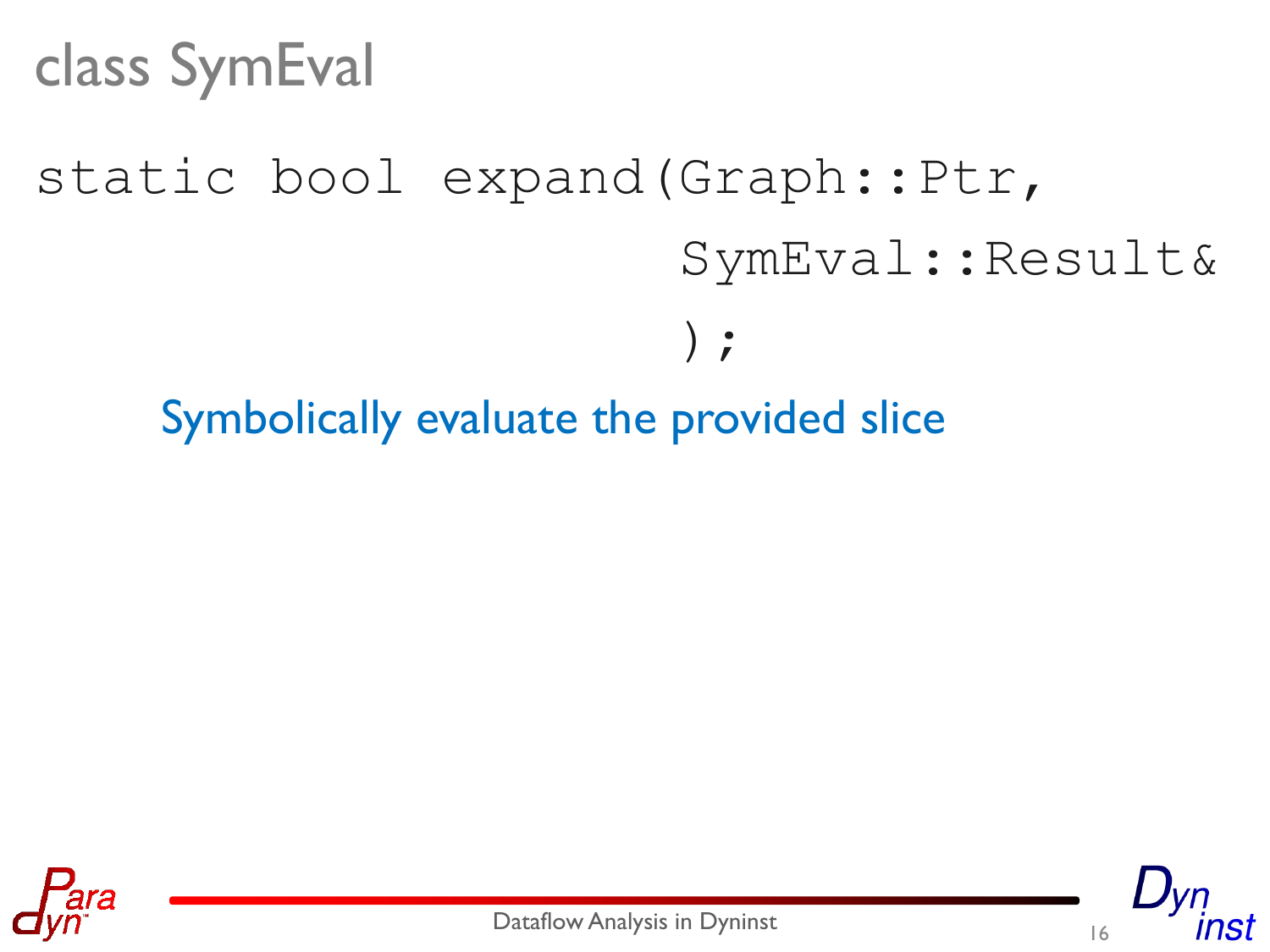# class SymEval

```
static bool expand(Graph::Ptr,
                   SymEval::Result&
                   );
```

Symbolically evaluate the provided slice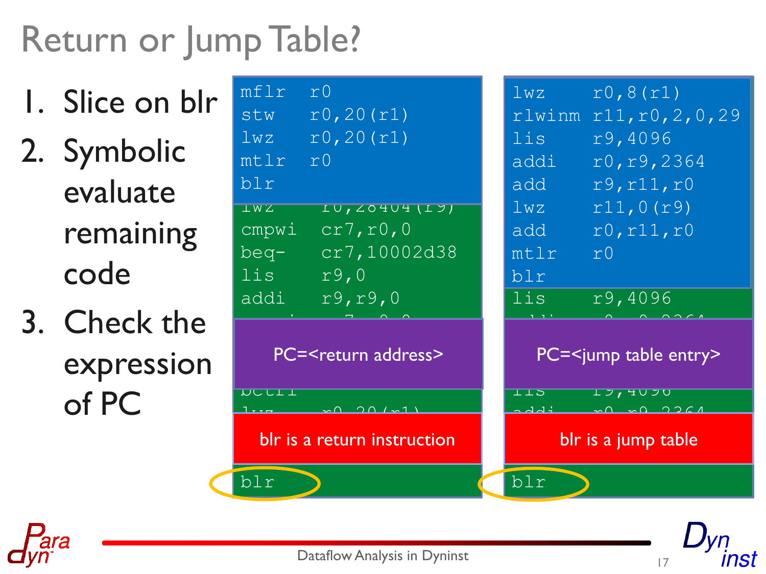# Return or Jump Table?

1. Slice on blr
2. Symbolic evaluate remaining code
3. Check the expression of PC

```
mflr   r0
stw    r0,20(r1)
lwz    r0,20(r1)
mtlr   r0
blr
```

PC=<return address>

blr is a return instruction

```
blr
```

```
lwz     r0,8(r1)
rlwinm  r11,r0,2,0,29
lis     r9,4096
addi    r0,r9,2364
add     r9,r11,r0
lwz     r11,0(r9)
add     r0,r11,r0
mtlr    r0
blr
```

PC=<jump table entry>

blr is a jump table

```
blr
```

Dataflow Analysis in Dyninst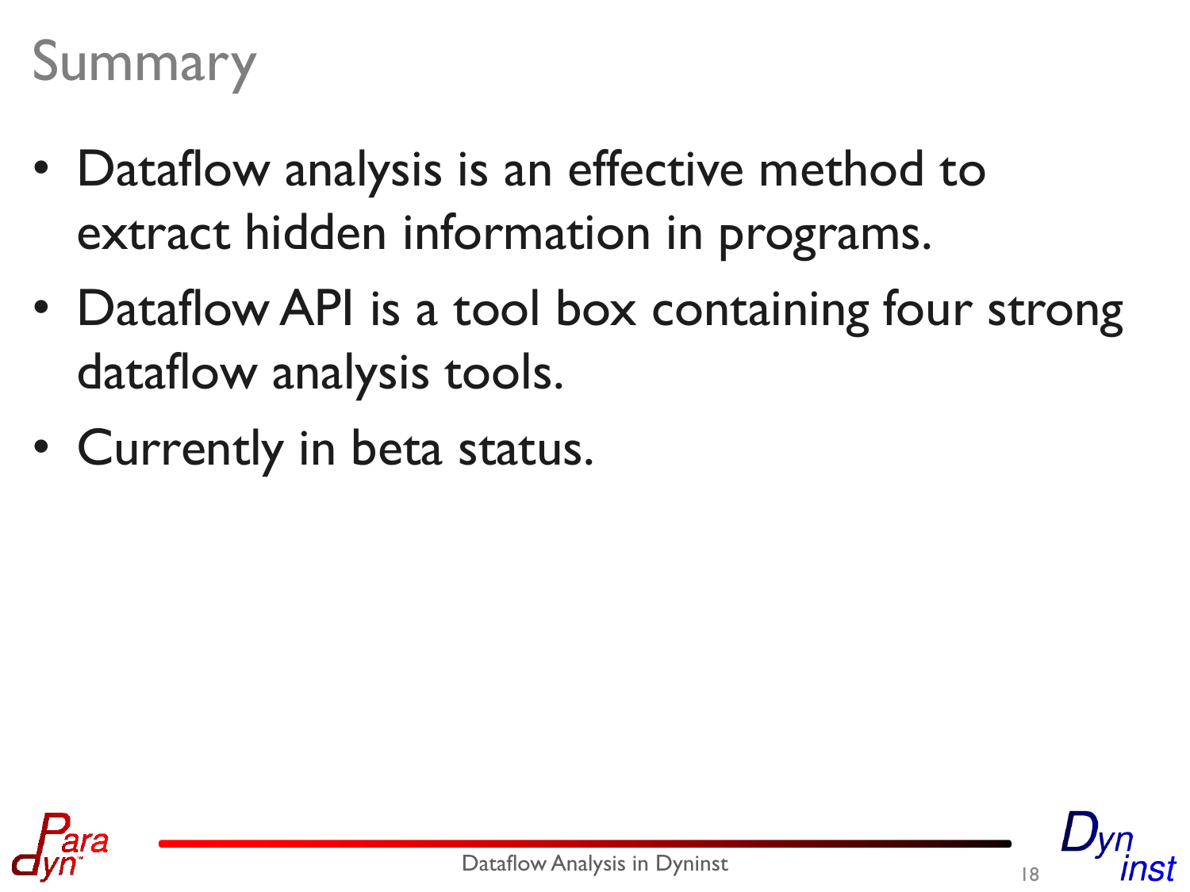# Summary

- Dataflow analysis is an effective method to extract hidden information in programs.
- Dataflow API is a tool box containing four strong dataflow analysis tools.
- Currently in beta status.